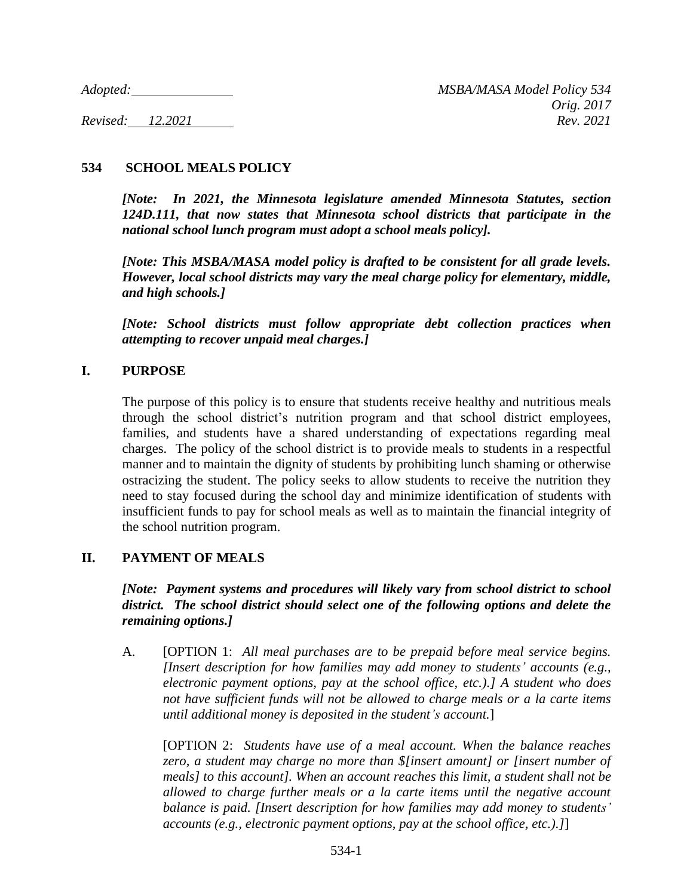Adopted: ____________ *MSBA/MASA Model Policy 534*
*Orig. 2017*
Revised: 12.2021 *Rev. 2021*

## 534 SCHOOL MEALS POLICY

***[Note: In 2021, the Minnesota legislature amended Minnesota Statutes, section 124D.111, that now states that Minnesota school districts that participate in the national school lunch program must adopt a school meals policy].***

***[Note: This MSBA/MASA model policy is drafted to be consistent for all grade levels. However, local school districts may vary the meal charge policy for elementary, middle, and high schools.]***

***[Note: School districts must follow appropriate debt collection practices when attempting to recover unpaid meal charges.]***

### I. PURPOSE

The purpose of this policy is to ensure that students receive healthy and nutritious meals through the school district's nutrition program and that school district employees, families, and students have a shared understanding of expectations regarding meal charges. The policy of the school district is to provide meals to students in a respectful manner and to maintain the dignity of students by prohibiting lunch shaming or otherwise ostracizing the student. The policy seeks to allow students to receive the nutrition they need to stay focused during the school day and minimize identification of students with insufficient funds to pay for school meals as well as to maintain the financial integrity of the school nutrition program.

### II. PAYMENT OF MEALS

***[Note: Payment systems and procedures will likely vary from school district to school district. The school district should select one of the following options and delete the remaining options.]***

A. [OPTION 1: *All meal purchases are to be prepaid before meal service begins. [Insert description for how families may add money to students' accounts (e.g., electronic payment options, pay at the school office, etc.).] A student who does not have sufficient funds will not be allowed to charge meals or a la carte items until additional money is deposited in the student's account.*]

[OPTION 2: *Students have use of a meal account. When the balance reaches zero, a student may charge no more than $[insert amount] or [insert number of meals] to this account]. When an account reaches this limit, a student shall not be allowed to charge further meals or a la carte items until the negative account balance is paid. [Insert description for how families may add money to students' accounts (e.g., electronic payment options, pay at the school office, etc.).]*]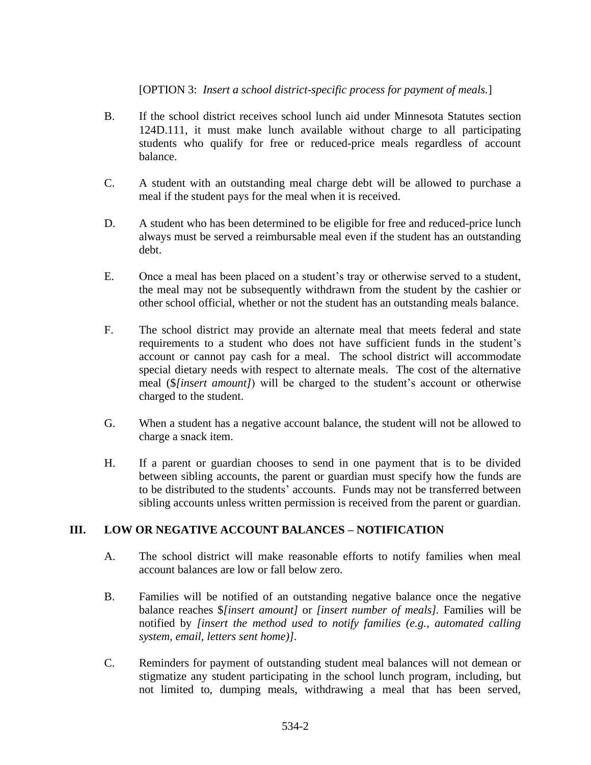[OPTION 3: *Insert a school district-specific process for payment of meals.*]

B. If the school district receives school lunch aid under Minnesota Statutes section 124D.111, it must make lunch available without charge to all participating students who qualify for free or reduced-price meals regardless of account balance.

C. A student with an outstanding meal charge debt will be allowed to purchase a meal if the student pays for the meal when it is received.

D. A student who has been determined to be eligible for free and reduced-price lunch always must be served a reimbursable meal even if the student has an outstanding debt.

E. Once a meal has been placed on a student's tray or otherwise served to a student, the meal may not be subsequently withdrawn from the student by the cashier or other school official, whether or not the student has an outstanding meals balance.

F. The school district may provide an alternate meal that meets federal and state requirements to a student who does not have sufficient funds in the student's account or cannot pay cash for a meal. The school district will accommodate special dietary needs with respect to alternate meals. The cost of the alternative meal ($*[insert amount]*) will be charged to the student's account or otherwise charged to the student.

G. When a student has a negative account balance, the student will not be allowed to charge a snack item.

H. If a parent or guardian chooses to send in one payment that is to be divided between sibling accounts, the parent or guardian must specify how the funds are to be distributed to the students' accounts. Funds may not be transferred between sibling accounts unless written permission is received from the parent or guardian.

## III. LOW OR NEGATIVE ACCOUNT BALANCES – NOTIFICATION

A. The school district will make reasonable efforts to notify families when meal account balances are low or fall below zero.

B. Families will be notified of an outstanding negative balance once the negative balance reaches $*[insert amount]* or *[insert number of meals]*. Families will be notified by *[insert the method used to notify families (e.g., automated calling system, email, letters sent home)]*.

C. Reminders for payment of outstanding student meal balances will not demean or stigmatize any student participating in the school lunch program, including, but not limited to, dumping meals, withdrawing a meal that has been served,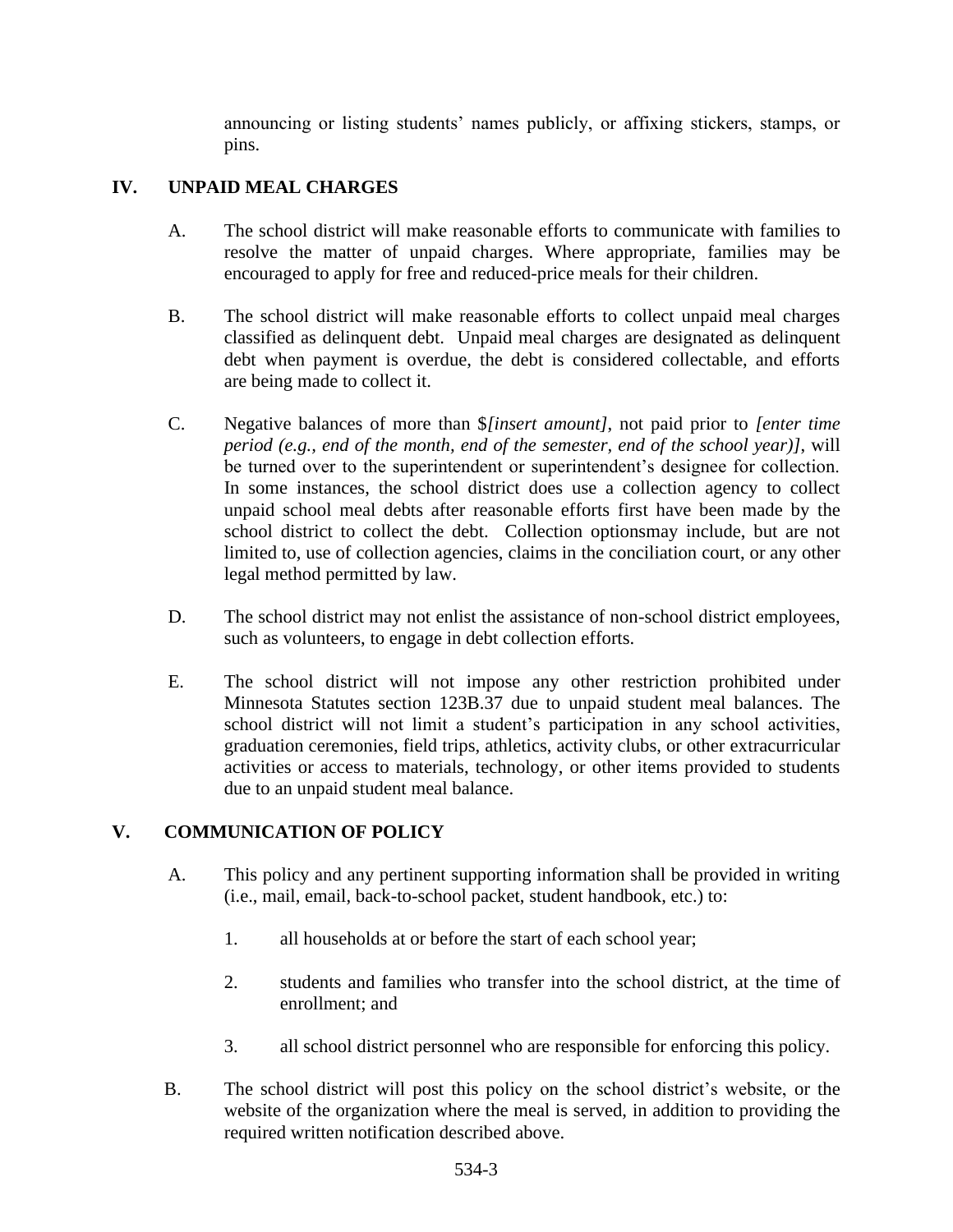announcing or listing students' names publicly, or affixing stickers, stamps, or pins.

## IV. UNPAID MEAL CHARGES

A. The school district will make reasonable efforts to communicate with families to resolve the matter of unpaid charges. Where appropriate, families may be encouraged to apply for free and reduced-price meals for their children.

B. The school district will make reasonable efforts to collect unpaid meal charges classified as delinquent debt. Unpaid meal charges are designated as delinquent debt when payment is overdue, the debt is considered collectable, and efforts are being made to collect it.

C. Negative balances of more than $*[insert amount]*, not paid prior to *[enter time period (e.g., end of the month, end of the semester, end of the school year)]*, will be turned over to the superintendent or superintendent's designee for collection. In some instances, the school district does use a collection agency to collect unpaid school meal debts after reasonable efforts first have been made by the school district to collect the debt. Collection optionsmay include, but are not limited to, use of collection agencies, claims in the conciliation court, or any other legal method permitted by law.

D. The school district may not enlist the assistance of non-school district employees, such as volunteers, to engage in debt collection efforts.

E. The school district will not impose any other restriction prohibited under Minnesota Statutes section 123B.37 due to unpaid student meal balances. The school district will not limit a student's participation in any school activities, graduation ceremonies, field trips, athletics, activity clubs, or other extracurricular activities or access to materials, technology, or other items provided to students due to an unpaid student meal balance.

## V. COMMUNICATION OF POLICY

A. This policy and any pertinent supporting information shall be provided in writing (i.e., mail, email, back-to-school packet, student handbook, etc.) to:

1. all households at or before the start of each school year;

2. students and families who transfer into the school district, at the time of enrollment; and

3. all school district personnel who are responsible for enforcing this policy.

B. The school district will post this policy on the school district's website, or the website of the organization where the meal is served, in addition to providing the required written notification described above.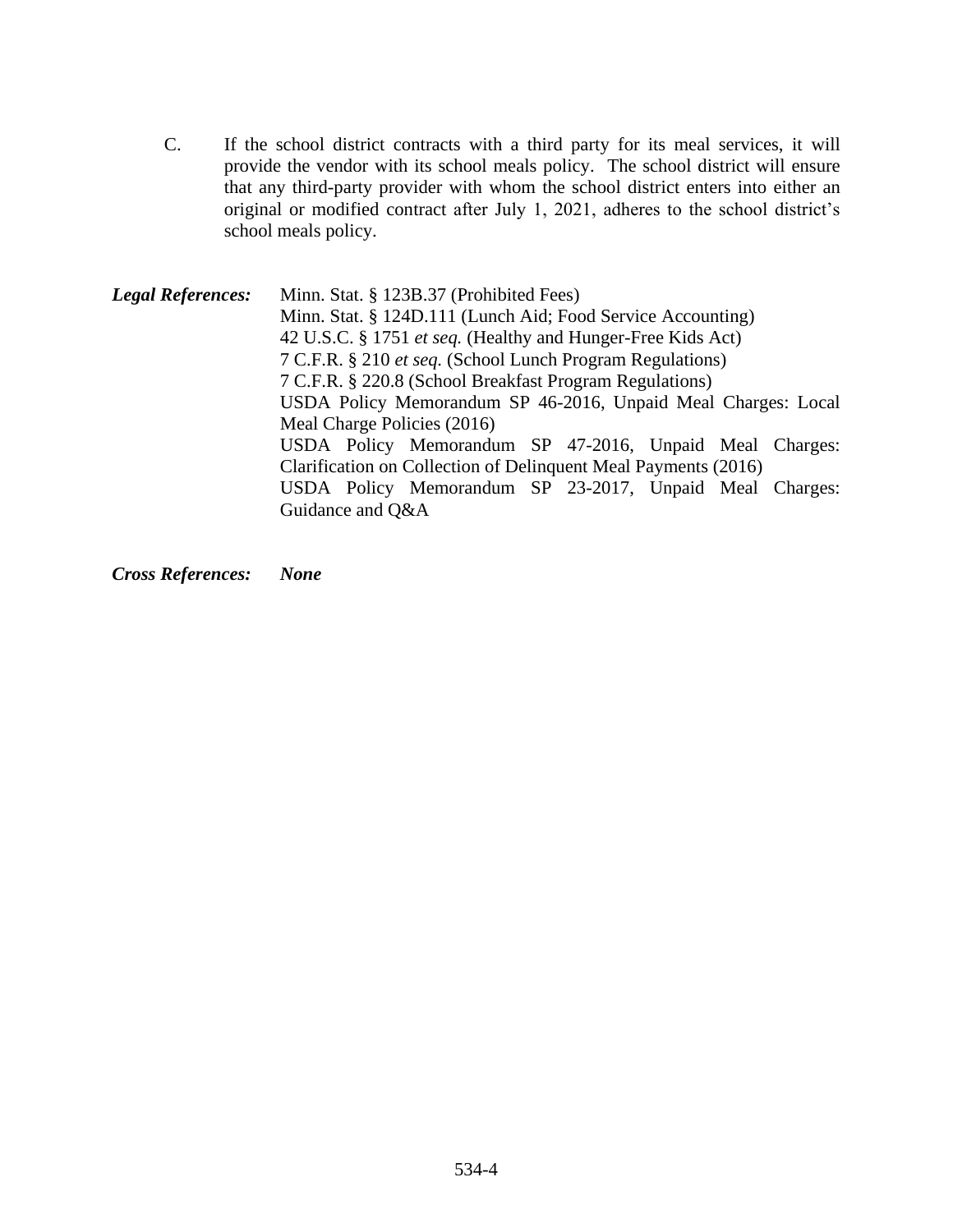C. If the school district contracts with a third party for its meal services, it will provide the vendor with its school meals policy. The school district will ensure that any third-party provider with whom the school district enters into either an original or modified contract after July 1, 2021, adheres to the school district's school meals policy.

***Legal References:***

Minn. Stat. § 123B.37 (Prohibited Fees)
Minn. Stat. § 124D.111 (Lunch Aid; Food Service Accounting)
42 U.S.C. § 1751 *et seq.* (Healthy and Hunger-Free Kids Act)
7 C.F.R. § 210 *et seq.* (School Lunch Program Regulations)
7 C.F.R. § 220.8 (School Breakfast Program Regulations)
USDA Policy Memorandum SP 46-2016, Unpaid Meal Charges: Local Meal Charge Policies (2016)
USDA Policy Memorandum SP 47-2016, Unpaid Meal Charges: Clarification on Collection of Delinquent Meal Payments (2016)
USDA Policy Memorandum SP 23-2017, Unpaid Meal Charges: Guidance and Q&A

***Cross References:*** ***None***